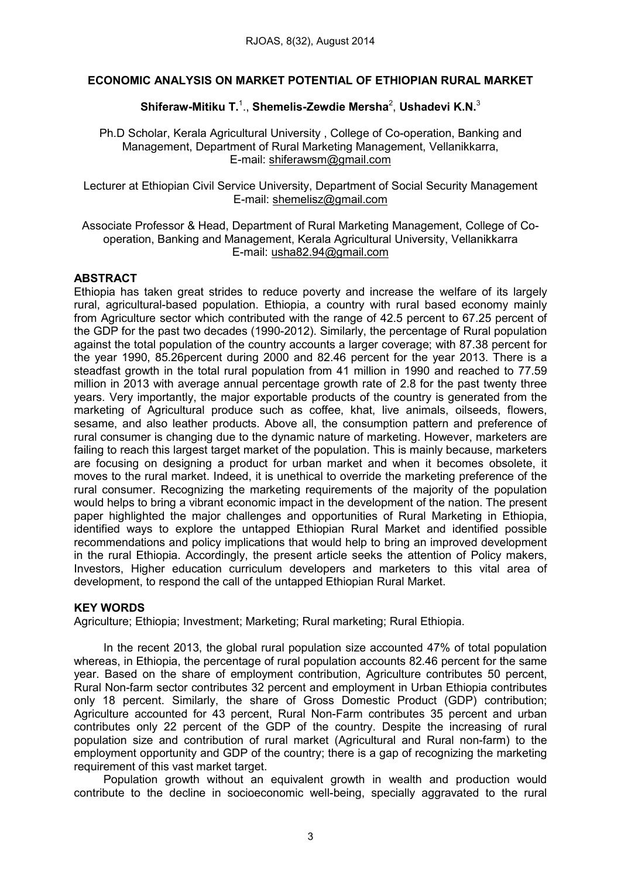# ECONOMIC ANALYSIS ON MARKET POTENTIAL OF ETHIOPIAN RURAL MARKET

**Shiferaw-Mitiku T.**[1], **Shemelis-Zewdie Mersha**[2], **Ushadevi K.N.**[3]

Ph.D Scholar, Kerala Agricultural University , College of Co-operation, Banking and Management, Department of Rural Marketing Management, Vellanikkarra, E-mail: shiferawsm@gmail.com

Lecturer at Ethiopian Civil Service University, Department of Social Security Management E-mail: shemelisz@gmail.com

Associate Professor & Head, Department of Rural Marketing Management, College of Co-operation, Banking and Management, Kerala Agricultural University, Vellanikkarra E-mail: usha82.94@gmail.com

## ABSTRACT

Ethiopia has taken great strides to reduce poverty and increase the welfare of its largely rural, agricultural-based population. Ethiopia, a country with rural based economy mainly from Agriculture sector which contributed with the range of 42.5 percent to 67.25 percent of the GDP for the past two decades (1990-2012). Similarly, the percentage of Rural population against the total population of the country accounts a larger coverage; with 87.38 percent for the year 1990, 85.26percent during 2000 and 82.46 percent for the year 2013. There is a steadfast growth in the total rural population from 41 million in 1990 and reached to 77.59 million in 2013 with average annual percentage growth rate of 2.8 for the past twenty three years. Very importantly, the major exportable products of the country is generated from the marketing of Agricultural produce such as coffee, khat, live animals, oilseeds, flowers, sesame, and also leather products. Above all, the consumption pattern and preference of rural consumer is changing due to the dynamic nature of marketing. However, marketers are failing to reach this largest target market of the population. This is mainly because, marketers are focusing on designing a product for urban market and when it becomes obsolete, it moves to the rural market. Indeed, it is unethical to override the marketing preference of the rural consumer. Recognizing the marketing requirements of the majority of the population would helps to bring a vibrant economic impact in the development of the nation. The present paper highlighted the major challenges and opportunities of Rural Marketing in Ethiopia, identified ways to explore the untapped Ethiopian Rural Market and identified possible recommendations and policy implications that would help to bring an improved development in the rural Ethiopia. Accordingly, the present article seeks the attention of Policy makers, Investors, Higher education curriculum developers and marketers to this vital area of development, to respond the call of the untapped Ethiopian Rural Market.

## KEY WORDS

Agriculture; Ethiopia; Investment; Marketing; Rural marketing; Rural Ethiopia.

In the recent 2013, the global rural population size accounted 47% of total population whereas, in Ethiopia, the percentage of rural population accounts 82.46 percent for the same year. Based on the share of employment contribution, Agriculture contributes 50 percent, Rural Non-farm sector contributes 32 percent and employment in Urban Ethiopia contributes only 18 percent. Similarly, the share of Gross Domestic Product (GDP) contribution; Agriculture accounted for 43 percent, Rural Non-Farm contributes 35 percent and urban contributes only 22 percent of the GDP of the country. Despite the increasing of rural population size and contribution of rural market (Agricultural and Rural non-farm) to the employment opportunity and GDP of the country; there is a gap of recognizing the marketing requirement of this vast market target.

Population growth without an equivalent growth in wealth and production would contribute to the decline in socioeconomic well-being, specially aggravated to the rural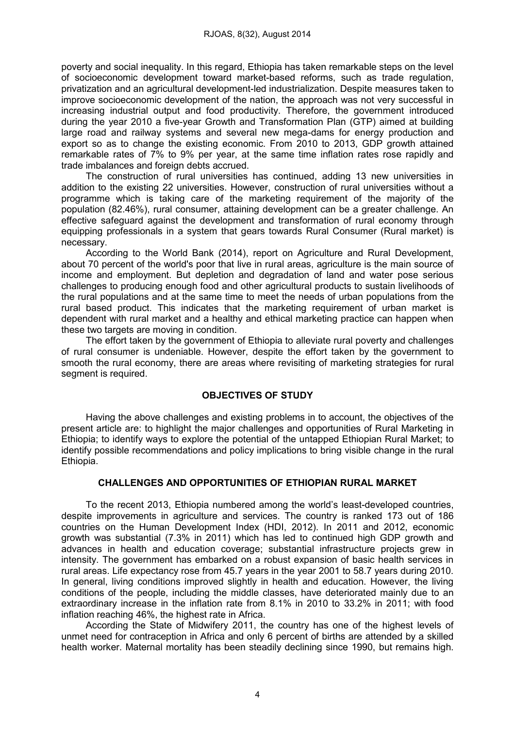poverty and social inequality. In this regard, Ethiopia has taken remarkable steps on the level of socioeconomic development toward market-based reforms, such as trade regulation, privatization and an agricultural development-led industrialization. Despite measures taken to improve socioeconomic development of the nation, the approach was not very successful in increasing industrial output and food productivity. Therefore, the government introduced during the year 2010 a five-year Growth and Transformation Plan (GTP) aimed at building large road and railway systems and several new mega-dams for energy production and export so as to change the existing economic. From 2010 to 2013, GDP growth attained remarkable rates of 7% to 9% per year, at the same time inflation rates rose rapidly and trade imbalances and foreign debts accrued.

The construction of rural universities has continued, adding 13 new universities in addition to the existing 22 universities. However, construction of rural universities without a programme which is taking care of the marketing requirement of the majority of the population (82.46%), rural consumer, attaining development can be a greater challenge. An effective safeguard against the development and transformation of rural economy through equipping professionals in a system that gears towards Rural Consumer (Rural market) is necessary.

According to the World Bank (2014), report on Agriculture and Rural Development, about 70 percent of the world's poor that live in rural areas, agriculture is the main source of income and employment. But depletion and degradation of land and water pose serious challenges to producing enough food and other agricultural products to sustain livelihoods of the rural populations and at the same time to meet the needs of urban populations from the rural based product. This indicates that the marketing requirement of urban market is dependent with rural market and a healthy and ethical marketing practice can happen when these two targets are moving in condition.

The effort taken by the government of Ethiopia to alleviate rural poverty and challenges of rural consumer is undeniable. However, despite the effort taken by the government to smooth the rural economy, there are areas where revisiting of marketing strategies for rural segment is required.

## OBJECTIVES OF STUDY

Having the above challenges and existing problems in to account, the objectives of the present article are: to highlight the major challenges and opportunities of Rural Marketing in Ethiopia; to identify ways to explore the potential of the untapped Ethiopian Rural Market; to identify possible recommendations and policy implications to bring visible change in the rural Ethiopia.

## CHALLENGES AND OPPORTUNITIES OF ETHIOPIAN RURAL MARKET

To the recent 2013, Ethiopia numbered among the world's least-developed countries, despite improvements in agriculture and services. The country is ranked 173 out of 186 countries on the Human Development Index (HDI, 2012). In 2011 and 2012, economic growth was substantial (7.3% in 2011) which has led to continued high GDP growth and advances in health and education coverage; substantial infrastructure projects grew in intensity. The government has embarked on a robust expansion of basic health services in rural areas. Life expectancy rose from 45.7 years in the year 2001 to 58.7 years during 2010. In general, living conditions improved slightly in health and education. However, the living conditions of the people, including the middle classes, have deteriorated mainly due to an extraordinary increase in the inflation rate from 8.1% in 2010 to 33.2% in 2011; with food inflation reaching 46%, the highest rate in Africa.

According the State of Midwifery 2011, the country has one of the highest levels of unmet need for contraception in Africa and only 6 percent of births are attended by a skilled health worker. Maternal mortality has been steadily declining since 1990, but remains high.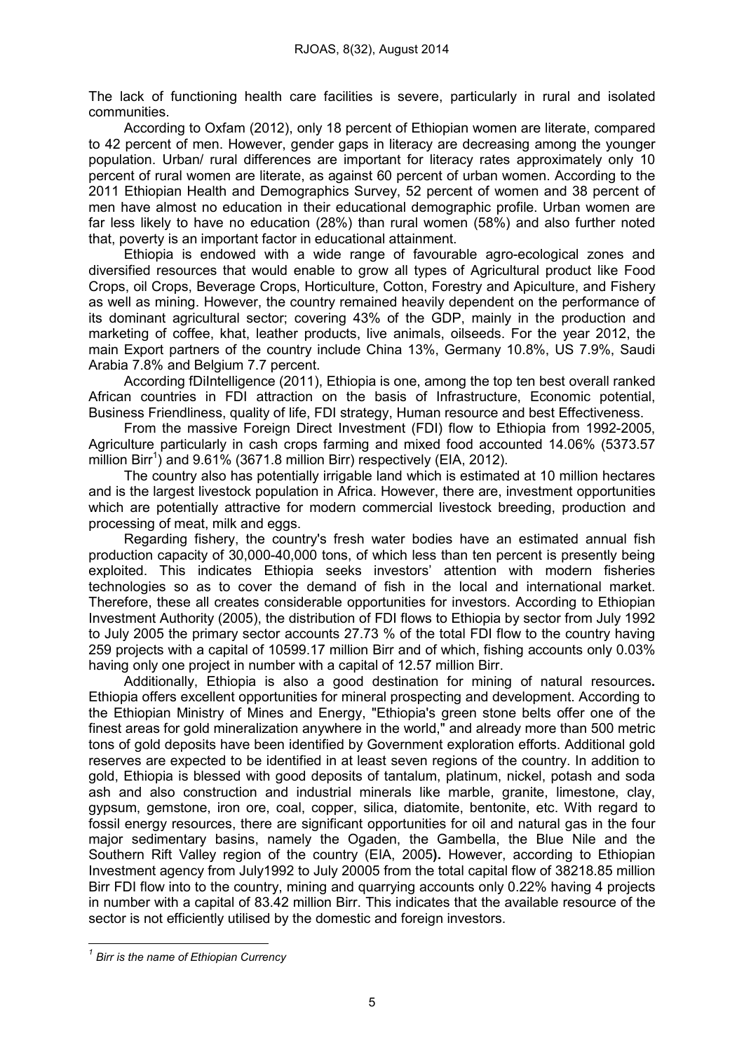The lack of functioning health care facilities is severe, particularly in rural and isolated communities.

According to Oxfam (2012), only 18 percent of Ethiopian women are literate, compared to 42 percent of men. However, gender gaps in literacy are decreasing among the younger population. Urban/ rural differences are important for literacy rates approximately only 10 percent of rural women are literate, as against 60 percent of urban women. According to the 2011 Ethiopian Health and Demographics Survey, 52 percent of women and 38 percent of men have almost no education in their educational demographic profile. Urban women are far less likely to have no education (28%) than rural women (58%) and also further noted that, poverty is an important factor in educational attainment.

Ethiopia is endowed with a wide range of favourable agro-ecological zones and diversified resources that would enable to grow all types of Agricultural product like Food Crops, oil Crops, Beverage Crops, Horticulture, Cotton, Forestry and Apiculture, and Fishery as well as mining. However, the country remained heavily dependent on the performance of its dominant agricultural sector; covering 43% of the GDP, mainly in the production and marketing of coffee, khat, leather products, live animals, oilseeds. For the year 2012, the main Export partners of the country include China 13%, Germany 10.8%, US 7.9%, Saudi Arabia 7.8% and Belgium 7.7 percent.

According fDiIntelligence (2011), Ethiopia is one, among the top ten best overall ranked African countries in FDI attraction on the basis of Infrastructure, Economic potential, Business Friendliness, quality of life, FDI strategy, Human resource and best Effectiveness.

From the massive Foreign Direct Investment (FDI) flow to Ethiopia from 1992-2005, Agriculture particularly in cash crops farming and mixed food accounted 14.06% (5373.57 million Birr[1]) and 9.61% (3671.8 million Birr) respectively (EIA, 2012).

The country also has potentially irrigable land which is estimated at 10 million hectares and is the largest livestock population in Africa. However, there are, investment opportunities which are potentially attractive for modern commercial livestock breeding, production and processing of meat, milk and eggs.

Regarding fishery, the country's fresh water bodies have an estimated annual fish production capacity of 30,000-40,000 tons, of which less than ten percent is presently being exploited. This indicates Ethiopia seeks investors' attention with modern fisheries technologies so as to cover the demand of fish in the local and international market. Therefore, these all creates considerable opportunities for investors. According to Ethiopian Investment Authority (2005), the distribution of FDI flows to Ethiopia by sector from July 1992 to July 2005 the primary sector accounts 27.73 % of the total FDI flow to the country having 259 projects with a capital of 10599.17 million Birr and of which, fishing accounts only 0.03% having only one project in number with a capital of 12.57 million Birr.

Additionally, Ethiopia is also a good destination for mining of natural resources**.** Ethiopia offers excellent opportunities for mineral prospecting and development. According to the Ethiopian Ministry of Mines and Energy, "Ethiopia's green stone belts offer one of the finest areas for gold mineralization anywhere in the world," and already more than 500 metric tons of gold deposits have been identified by Government exploration efforts. Additional gold reserves are expected to be identified in at least seven regions of the country. In addition to gold, Ethiopia is blessed with good deposits of tantalum, platinum, nickel, potash and soda ash and also construction and industrial minerals like marble, granite, limestone, clay, gypsum, gemstone, iron ore, coal, copper, silica, diatomite, bentonite, etc. With regard to fossil energy resources, there are significant opportunities for oil and natural gas in the four major sedimentary basins, namely the Ogaden, the Gambella, the Blue Nile and the Southern Rift Valley region of the country (EIA, 2005**).** However, according to Ethiopian Investment agency from July1992 to July 20005 from the total capital flow of 38218.85 million Birr FDI flow into to the country, mining and quarrying accounts only 0.22% having 4 projects in number with a capital of 83.42 million Birr. This indicates that the available resource of the sector is not efficiently utilised by the domestic and foreign investors.

---

*[1] Birr is the name of Ethiopian Currency*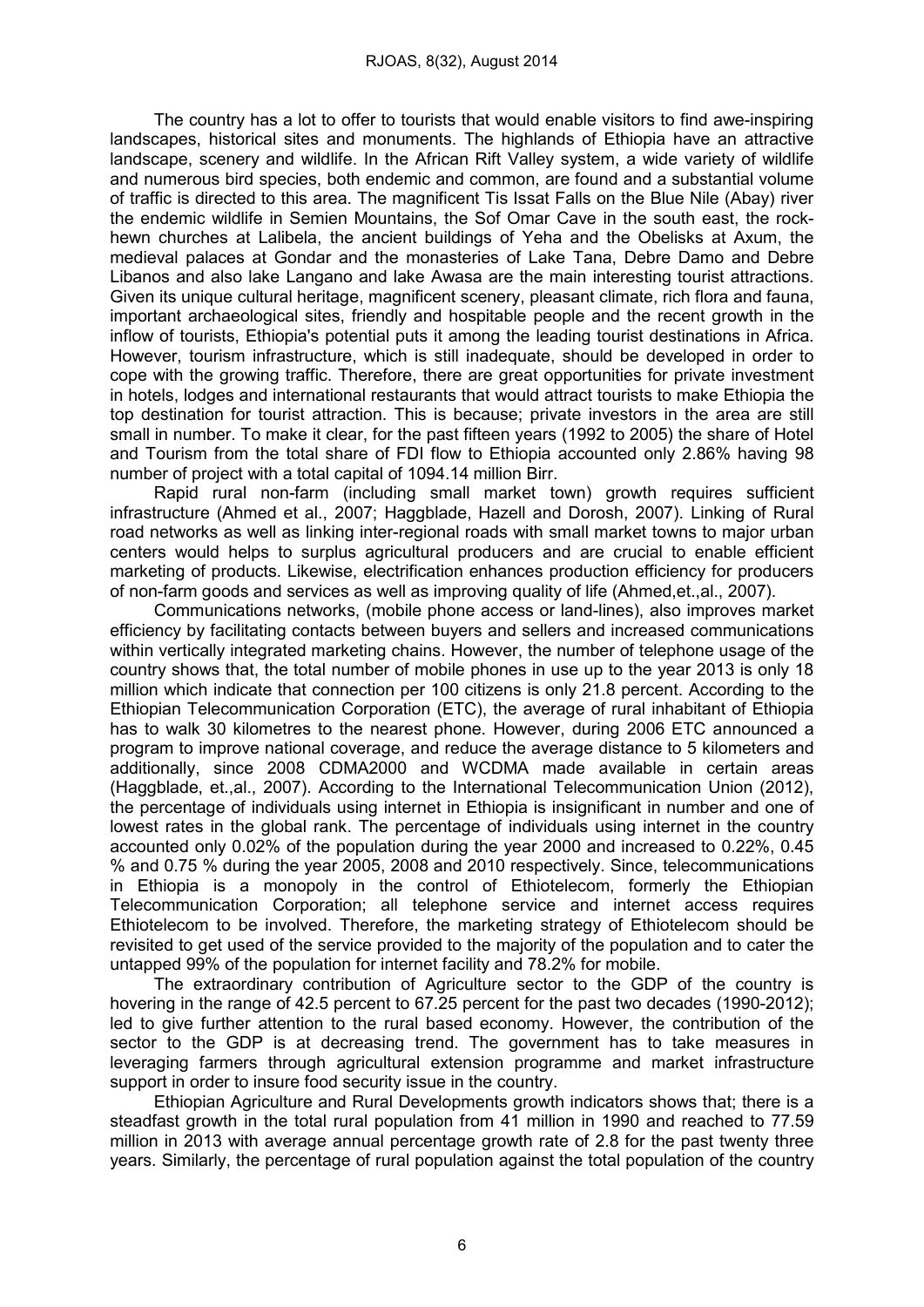The country has a lot to offer to tourists that would enable visitors to find awe-inspiring landscapes, historical sites and monuments. The highlands of Ethiopia have an attractive landscape, scenery and wildlife. In the African Rift Valley system, a wide variety of wildlife and numerous bird species, both endemic and common, are found and a substantial volume of traffic is directed to this area. The magnificent Tis Issat Falls on the Blue Nile (Abay) river the endemic wildlife in Semien Mountains, the Sof Omar Cave in the south east, the rock-hewn churches at Lalibela, the ancient buildings of Yeha and the Obelisks at Axum, the medieval palaces at Gondar and the monasteries of Lake Tana, Debre Damo and Debre Libanos and also lake Langano and lake Awasa are the main interesting tourist attractions. Given its unique cultural heritage, magnificent scenery, pleasant climate, rich flora and fauna, important archaeological sites, friendly and hospitable people and the recent growth in the inflow of tourists, Ethiopia's potential puts it among the leading tourist destinations in Africa. However, tourism infrastructure, which is still inadequate, should be developed in order to cope with the growing traffic. Therefore, there are great opportunities for private investment in hotels, lodges and international restaurants that would attract tourists to make Ethiopia the top destination for tourist attraction. This is because; private investors in the area are still small in number. To make it clear, for the past fifteen years (1992 to 2005) the share of Hotel and Tourism from the total share of FDI flow to Ethiopia accounted only 2.86% having 98 number of project with a total capital of 1094.14 million Birr.

Rapid rural non-farm (including small market town) growth requires sufficient infrastructure (Ahmed et al., 2007; Haggblade, Hazell and Dorosh, 2007). Linking of Rural road networks as well as linking inter-regional roads with small market towns to major urban centers would helps to surplus agricultural producers and are crucial to enable efficient marketing of products. Likewise, electrification enhances production efficiency for producers of non-farm goods and services as well as improving quality of life (Ahmed,et.,al., 2007).

Communications networks, (mobile phone access or land-lines), also improves market efficiency by facilitating contacts between buyers and sellers and increased communications within vertically integrated marketing chains. However, the number of telephone usage of the country shows that, the total number of mobile phones in use up to the year 2013 is only 18 million which indicate that connection per 100 citizens is only 21.8 percent. According to the Ethiopian Telecommunication Corporation (ETC), the average of rural inhabitant of Ethiopia has to walk 30 kilometres to the nearest phone. However, during 2006 ETC announced a program to improve national coverage, and reduce the average distance to 5 kilometers and additionally, since 2008 CDMA2000 and WCDMA made available in certain areas (Haggblade, et.,al., 2007). According to the International Telecommunication Union (2012), the percentage of individuals using internet in Ethiopia is insignificant in number and one of lowest rates in the global rank. The percentage of individuals using internet in the country accounted only 0.02% of the population during the year 2000 and increased to 0.22%, 0.45 % and 0.75 % during the year 2005, 2008 and 2010 respectively. Since, telecommunications in Ethiopia is a monopoly in the control of Ethiotelecom, formerly the Ethiopian Telecommunication Corporation; all telephone service and internet access requires Ethiotelecom to be involved. Therefore, the marketing strategy of Ethiotelecom should be revisited to get used of the service provided to the majority of the population and to cater the untapped 99% of the population for internet facility and 78.2% for mobile.

The extraordinary contribution of Agriculture sector to the GDP of the country is hovering in the range of 42.5 percent to 67.25 percent for the past two decades (1990-2012); led to give further attention to the rural based economy. However, the contribution of the sector to the GDP is at decreasing trend. The government has to take measures in leveraging farmers through agricultural extension programme and market infrastructure support in order to insure food security issue in the country.

Ethiopian Agriculture and Rural Developments growth indicators shows that; there is a steadfast growth in the total rural population from 41 million in 1990 and reached to 77.59 million in 2013 with average annual percentage growth rate of 2.8 for the past twenty three years. Similarly, the percentage of rural population against the total population of the country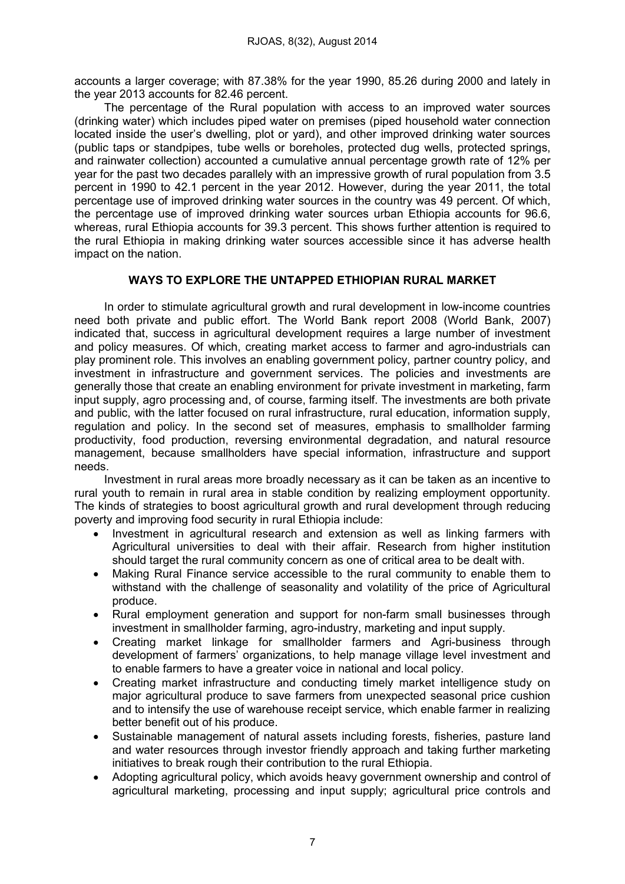accounts a larger coverage; with 87.38% for the year 1990, 85.26 during 2000 and lately in the year 2013 accounts for 82.46 percent.

The percentage of the Rural population with access to an improved water sources (drinking water) which includes piped water on premises (piped household water connection located inside the user's dwelling, plot or yard), and other improved drinking water sources (public taps or standpipes, tube wells or boreholes, protected dug wells, protected springs, and rainwater collection) accounted a cumulative annual percentage growth rate of 12% per year for the past two decades parallely with an impressive growth of rural population from 3.5 percent in 1990 to 42.1 percent in the year 2012. However, during the year 2011, the total percentage use of improved drinking water sources in the country was 49 percent. Of which, the percentage use of improved drinking water sources urban Ethiopia accounts for 96.6, whereas, rural Ethiopia accounts for 39.3 percent. This shows further attention is required to the rural Ethiopia in making drinking water sources accessible since it has adverse health impact on the nation.

## WAYS TO EXPLORE THE UNTAPPED ETHIOPIAN RURAL MARKET

In order to stimulate agricultural growth and rural development in low-income countries need both private and public effort. The World Bank report 2008 (World Bank, 2007) indicated that, success in agricultural development requires a large number of investment and policy measures. Of which, creating market access to farmer and agro-industrials can play prominent role. This involves an enabling government policy, partner country policy, and investment in infrastructure and government services. The policies and investments are generally those that create an enabling environment for private investment in marketing, farm input supply, agro processing and, of course, farming itself. The investments are both private and public, with the latter focused on rural infrastructure, rural education, information supply, regulation and policy. In the second set of measures, emphasis to smallholder farming productivity, food production, reversing environmental degradation, and natural resource management, because smallholders have special information, infrastructure and support needs.

Investment in rural areas more broadly necessary as it can be taken as an incentive to rural youth to remain in rural area in stable condition by realizing employment opportunity. The kinds of strategies to boost agricultural growth and rural development through reducing poverty and improving food security in rural Ethiopia include:

- Investment in agricultural research and extension as well as linking farmers with Agricultural universities to deal with their affair. Research from higher institution should target the rural community concern as one of critical area to be dealt with.
- Making Rural Finance service accessible to the rural community to enable them to withstand with the challenge of seasonality and volatility of the price of Agricultural produce.
- Rural employment generation and support for non-farm small businesses through investment in smallholder farming, agro-industry, marketing and input supply.
- Creating market linkage for smallholder farmers and Agri-business through development of farmers' organizations, to help manage village level investment and to enable farmers to have a greater voice in national and local policy.
- Creating market infrastructure and conducting timely market intelligence study on major agricultural produce to save farmers from unexpected seasonal price cushion and to intensify the use of warehouse receipt service, which enable farmer in realizing better benefit out of his produce.
- Sustainable management of natural assets including forests, fisheries, pasture land and water resources through investor friendly approach and taking further marketing initiatives to break rough their contribution to the rural Ethiopia.
- Adopting agricultural policy, which avoids heavy government ownership and control of agricultural marketing, processing and input supply; agricultural price controls and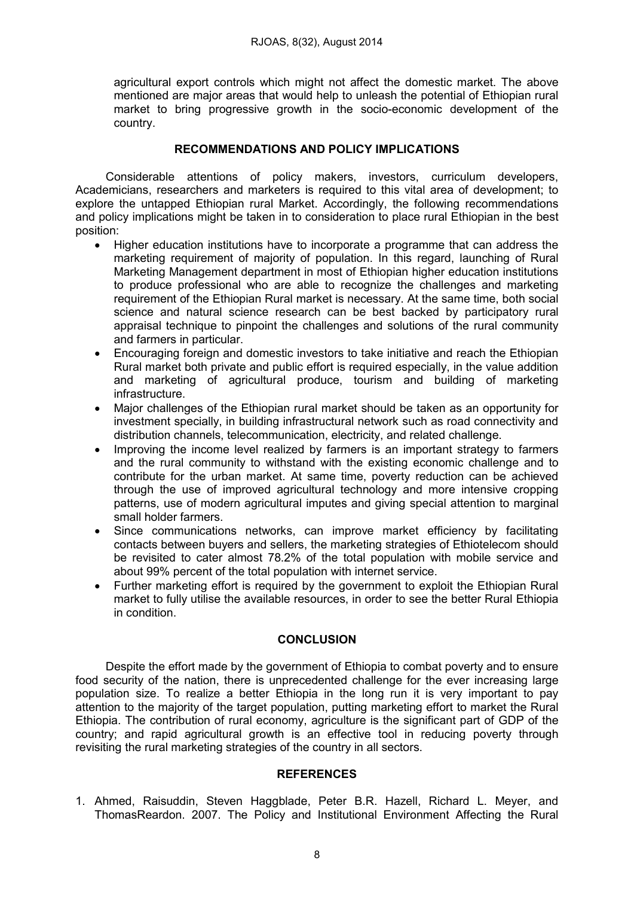agricultural export controls which might not affect the domestic market. The above mentioned are major areas that would help to unleash the potential of Ethiopian rural market to bring progressive growth in the socio-economic development of the country.

## RECOMMENDATIONS AND POLICY IMPLICATIONS

Considerable attentions of policy makers, investors, curriculum developers, Academicians, researchers and marketers is required to this vital area of development; to explore the untapped Ethiopian rural Market. Accordingly, the following recommendations and policy implications might be taken in to consideration to place rural Ethiopian in the best position:

- Higher education institutions have to incorporate a programme that can address the marketing requirement of majority of population. In this regard, launching of Rural Marketing Management department in most of Ethiopian higher education institutions to produce professional who are able to recognize the challenges and marketing requirement of the Ethiopian Rural market is necessary. At the same time, both social science and natural science research can be best backed by participatory rural appraisal technique to pinpoint the challenges and solutions of the rural community and farmers in particular.
- Encouraging foreign and domestic investors to take initiative and reach the Ethiopian Rural market both private and public effort is required especially, in the value addition and marketing of agricultural produce, tourism and building of marketing infrastructure.
- Major challenges of the Ethiopian rural market should be taken as an opportunity for investment specially, in building infrastructural network such as road connectivity and distribution channels, telecommunication, electricity, and related challenge.
- Improving the income level realized by farmers is an important strategy to farmers and the rural community to withstand with the existing economic challenge and to contribute for the urban market. At same time, poverty reduction can be achieved through the use of improved agricultural technology and more intensive cropping patterns, use of modern agricultural imputes and giving special attention to marginal small holder farmers.
- Since communications networks, can improve market efficiency by facilitating contacts between buyers and sellers, the marketing strategies of Ethiotelecom should be revisited to cater almost 78.2% of the total population with mobile service and about 99% percent of the total population with internet service.
- Further marketing effort is required by the government to exploit the Ethiopian Rural market to fully utilise the available resources, in order to see the better Rural Ethiopia in condition.

## CONCLUSION

Despite the effort made by the government of Ethiopia to combat poverty and to ensure food security of the nation, there is unprecedented challenge for the ever increasing large population size. To realize a better Ethiopia in the long run it is very important to pay attention to the majority of the target population, putting marketing effort to market the Rural Ethiopia. The contribution of rural economy, agriculture is the significant part of GDP of the country; and rapid agricultural growth is an effective tool in reducing poverty through revisiting the rural marketing strategies of the country in all sectors.

## REFERENCES

1. Ahmed, Raisuddin, Steven Haggblade, Peter B.R. Hazell, Richard L. Meyer, and ThomasReardon. 2007. The Policy and Institutional Environment Affecting the Rural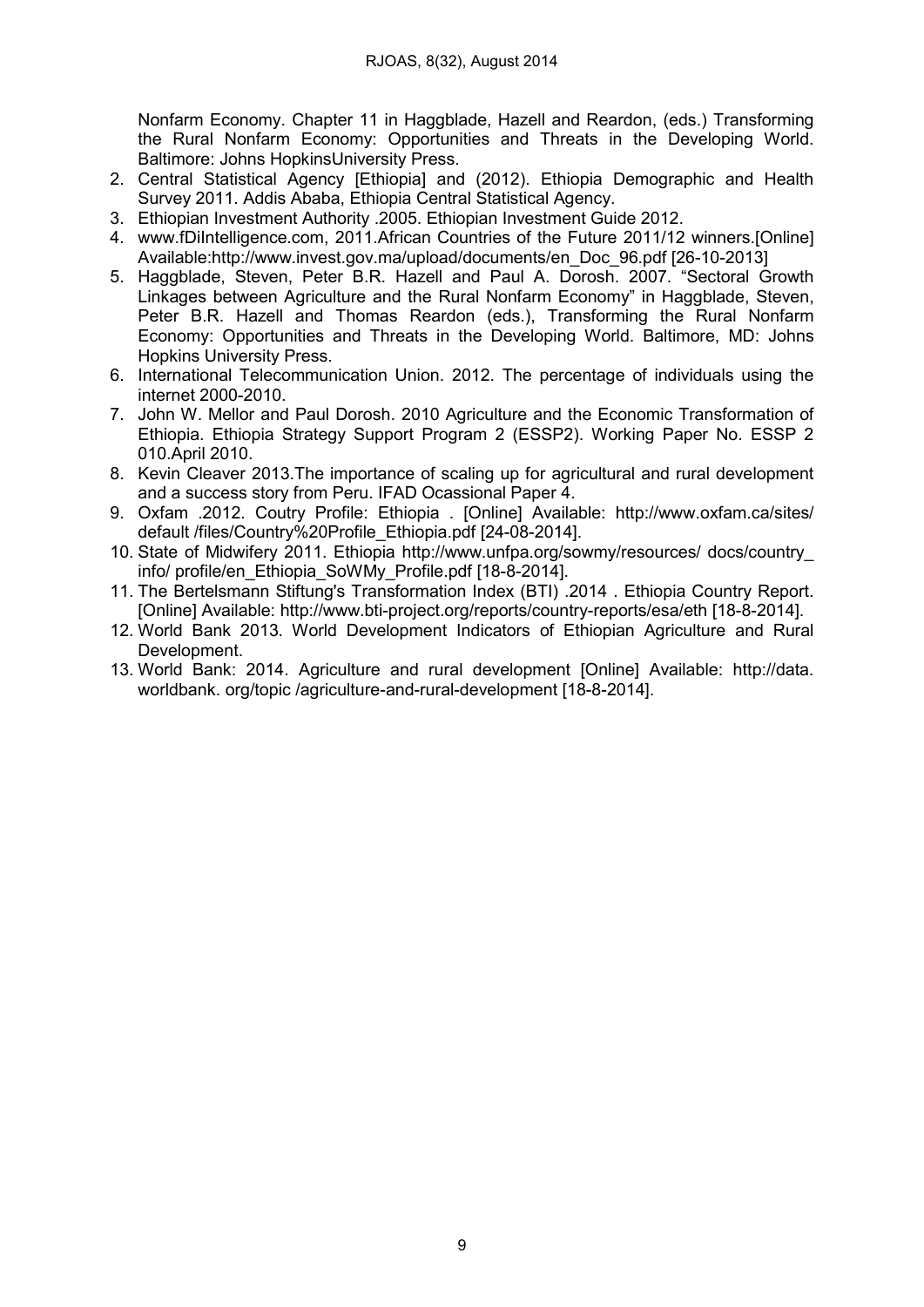Nonfarm Economy. Chapter 11 in Haggblade, Hazell and Reardon, (eds.) Transforming the Rural Nonfarm Economy: Opportunities and Threats in the Developing World. Baltimore: Johns HopkinsUniversity Press.

2. Central Statistical Agency [Ethiopia] and (2012). Ethiopia Demographic and Health Survey 2011. Addis Ababa, Ethiopia Central Statistical Agency.
3. Ethiopian Investment Authority .2005. Ethiopian Investment Guide 2012.
4. www.fDiIntelligence.com, 2011.African Countries of the Future 2011/12 winners.[Online] Available:http://www.invest.gov.ma/upload/documents/en_Doc_96.pdf [26-10-2013]
5. Haggblade, Steven, Peter B.R. Hazell and Paul A. Dorosh. 2007. "Sectoral Growth Linkages between Agriculture and the Rural Nonfarm Economy" in Haggblade, Steven, Peter B.R. Hazell and Thomas Reardon (eds.), Transforming the Rural Nonfarm Economy: Opportunities and Threats in the Developing World. Baltimore, MD: Johns Hopkins University Press.
6. International Telecommunication Union. 2012. The percentage of individuals using the internet 2000-2010.
7. John W. Mellor and Paul Dorosh. 2010 Agriculture and the Economic Transformation of Ethiopia. Ethiopia Strategy Support Program 2 (ESSP2). Working Paper No. ESSP 2 010.April 2010.
8. Kevin Cleaver 2013.The importance of scaling up for agricultural and rural development and a success story from Peru. IFAD Ocassional Paper 4.
9. Oxfam .2012. Coutry Profile: Ethiopia . [Online] Available: http://www.oxfam.ca/sites/ default /files/Country%20Profile_Ethiopia.pdf [24-08-2014].
10. State of Midwifery 2011. Ethiopia http://www.unfpa.org/sowmy/resources/ docs/country_ info/ profile/en_Ethiopia_SoWMy_Profile.pdf [18-8-2014].
11. The Bertelsmann Stiftung's Transformation Index (BTI) .2014 . Ethiopia Country Report. [Online] Available: http://www.bti-project.org/reports/country-reports/esa/eth [18-8-2014].
12. World Bank 2013. World Development Indicators of Ethiopian Agriculture and Rural Development.
13. World Bank: 2014. Agriculture and rural development [Online] Available: http://data. worldbank. org/topic /agriculture-and-rural-development [18-8-2014].